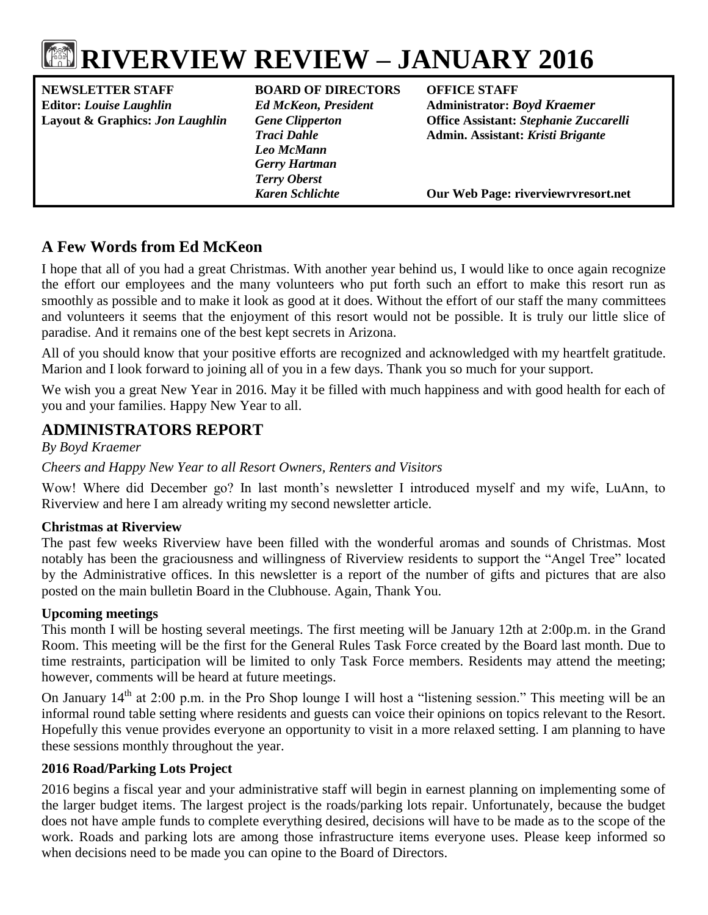# RIVERVIEW REVIEW – JANUARY 2016

| NEWSLETTER STAFF | BOARD OF DIRECTORS | OFFICE STAFF |
|---|---|---|
| Editor: *Louise Laughlin* | *Ed McKeon, President* | Administrator: *Boyd Kraemer* |
| Layout & Graphics: *Jon Laughlin* | *Gene Clipperton* | Office Assistant: *Stephanie Zuccarelli* |
| | *Traci Dahle* | Admin. Assistant: *Kristi Brigante* |
| | *Leo McMann* | |
| | *Gerry Hartman* | |
| | *Terry Oberst* | |
| | *Karen Schlichte* | Our Web Page: riverviewrvresort.net |

## A Few Words from Ed McKeon

I hope that all of you had a great Christmas. With another year behind us, I would like to once again recognize the effort our employees and the many volunteers who put forth such an effort to make this resort run as smoothly as possible and to make it look as good at it does. Without the effort of our staff the many committees and volunteers it seems that the enjoyment of this resort would not be possible. It is truly our little slice of paradise. And it remains one of the best kept secrets in Arizona.

All of you should know that your positive efforts are recognized and acknowledged with my heartfelt gratitude. Marion and I look forward to joining all of you in a few days. Thank you so much for your support.

We wish you a great New Year in 2016. May it be filled with much happiness and with good health for each of you and your families. Happy New Year to all.

## ADMINISTRATORS REPORT

*By Boyd Kraemer*

*Cheers and Happy New Year to all Resort Owners, Renters and Visitors*

Wow! Where did December go? In last month's newsletter I introduced myself and my wife, LuAnn, to Riverview and here I am already writing my second newsletter article.

**Christmas at Riverview**

The past few weeks Riverview have been filled with the wonderful aromas and sounds of Christmas. Most notably has been the graciousness and willingness of Riverview residents to support the "Angel Tree" located by the Administrative offices. In this newsletter is a report of the number of gifts and pictures that are also posted on the main bulletin Board in the Clubhouse. Again, Thank You.

**Upcoming meetings**

This month I will be hosting several meetings. The first meeting will be January 12th at 2:00p.m. in the Grand Room. This meeting will be the first for the General Rules Task Force created by the Board last month. Due to time restraints, participation will be limited to only Task Force members. Residents may attend the meeting; however, comments will be heard at future meetings.

On January 14th at 2:00 p.m. in the Pro Shop lounge I will host a "listening session." This meeting will be an informal round table setting where residents and guests can voice their opinions on topics relevant to the Resort. Hopefully this venue provides everyone an opportunity to visit in a more relaxed setting. I am planning to have these sessions monthly throughout the year.

**2016 Road/Parking Lots Project**

2016 begins a fiscal year and your administrative staff will begin in earnest planning on implementing some of the larger budget items. The largest project is the roads/parking lots repair. Unfortunately, because the budget does not have ample funds to complete everything desired, decisions will have to be made as to the scope of the work. Roads and parking lots are among those infrastructure items everyone uses. Please keep informed so when decisions need to be made you can opine to the Board of Directors.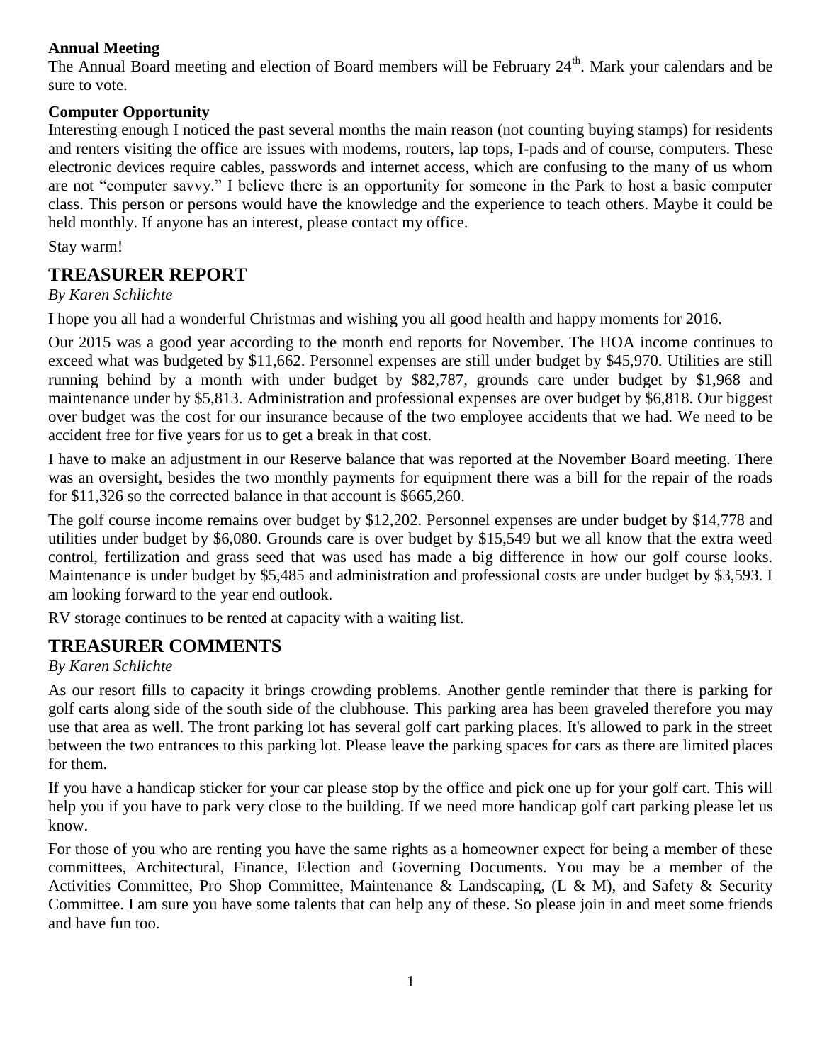**Annual Meeting**

The Annual Board meeting and election of Board members will be February 24th. Mark your calendars and be sure to vote.

**Computer Opportunity**

Interesting enough I noticed the past several months the main reason (not counting buying stamps) for residents and renters visiting the office are issues with modems, routers, lap tops, I-pads and of course, computers. These electronic devices require cables, passwords and internet access, which are confusing to the many of us whom are not "computer savvy." I believe there is an opportunity for someone in the Park to host a basic computer class. This person or persons would have the knowledge and the experience to teach others. Maybe it could be held monthly. If anyone has an interest, please contact my office.

Stay warm!

## TREASURER REPORT

*By Karen Schlichte*

I hope you all had a wonderful Christmas and wishing you all good health and happy moments for 2016.

Our 2015 was a good year according to the month end reports for November. The HOA income continues to exceed what was budgeted by $11,662. Personnel expenses are still under budget by $45,970. Utilities are still running behind by a month with under budget by $82,787, grounds care under budget by $1,968 and maintenance under by $5,813. Administration and professional expenses are over budget by $6,818. Our biggest over budget was the cost for our insurance because of the two employee accidents that we had. We need to be accident free for five years for us to get a break in that cost.

I have to make an adjustment in our Reserve balance that was reported at the November Board meeting. There was an oversight, besides the two monthly payments for equipment there was a bill for the repair of the roads for $11,326 so the corrected balance in that account is $665,260.

The golf course income remains over budget by $12,202. Personnel expenses are under budget by $14,778 and utilities under budget by $6,080. Grounds care is over budget by $15,549 but we all know that the extra weed control, fertilization and grass seed that was used has made a big difference in how our golf course looks. Maintenance is under budget by $5,485 and administration and professional costs are under budget by $3,593. I am looking forward to the year end outlook.

RV storage continues to be rented at capacity with a waiting list.

## TREASURER COMMENTS

*By Karen Schlichte*

As our resort fills to capacity it brings crowding problems. Another gentle reminder that there is parking for golf carts along side of the south side of the clubhouse. This parking area has been graveled therefore you may use that area as well. The front parking lot has several golf cart parking places. It's allowed to park in the street between the two entrances to this parking lot. Please leave the parking spaces for cars as there are limited places for them.

If you have a handicap sticker for your car please stop by the office and pick one up for your golf cart. This will help you if you have to park very close to the building. If we need more handicap golf cart parking please let us know.

For those of you who are renting you have the same rights as a homeowner expect for being a member of these committees, Architectural, Finance, Election and Governing Documents. You may be a member of the Activities Committee, Pro Shop Committee, Maintenance & Landscaping, (L & M), and Safety & Security Committee. I am sure you have some talents that can help any of these. So please join in and meet some friends and have fun too.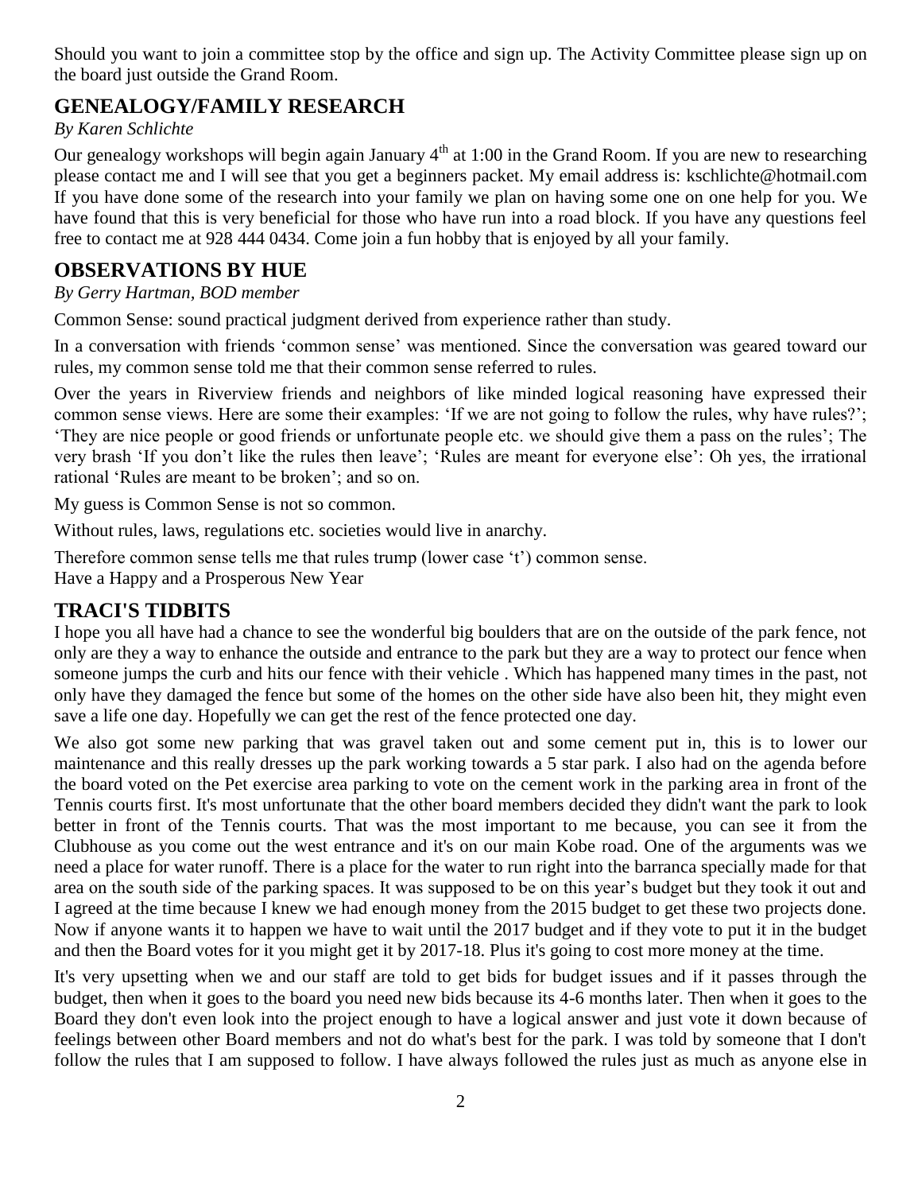Should you want to join a committee stop by the office and sign up. The Activity Committee please sign up on the board just outside the Grand Room.

## GENEALOGY/FAMILY RESEARCH

*By Karen Schlichte*

Our genealogy workshops will begin again January 4th at 1:00 in the Grand Room. If you are new to researching please contact me and I will see that you get a beginners packet. My email address is: kschlichte@hotmail.com If you have done some of the research into your family we plan on having some one on one help for you. We have found that this is very beneficial for those who have run into a road block. If you have any questions feel free to contact me at 928 444 0434. Come join a fun hobby that is enjoyed by all your family.

## OBSERVATIONS BY HUE

*By Gerry Hartman, BOD member*

Common Sense: sound practical judgment derived from experience rather than study.

In a conversation with friends 'common sense' was mentioned. Since the conversation was geared toward our rules, my common sense told me that their common sense referred to rules.

Over the years in Riverview friends and neighbors of like minded logical reasoning have expressed their common sense views. Here are some their examples: 'If we are not going to follow the rules, why have rules?'; 'They are nice people or good friends or unfortunate people etc. we should give them a pass on the rules'; The very brash 'If you don't like the rules then leave'; 'Rules are meant for everyone else': Oh yes, the irrational rational 'Rules are meant to be broken'; and so on.

My guess is Common Sense is not so common.

Without rules, laws, regulations etc. societies would live in anarchy.

Therefore common sense tells me that rules trump (lower case 't') common sense.
Have a Happy and a Prosperous New Year

## TRACI'S TIDBITS

I hope you all have had a chance to see the wonderful big boulders that are on the outside of the park fence, not only are they a way to enhance the outside and entrance to the park but they are a way to protect our fence when someone jumps the curb and hits our fence with their vehicle . Which has happened many times in the past, not only have they damaged the fence but some of the homes on the other side have also been hit, they might even save a life one day. Hopefully we can get the rest of the fence protected one day.

We also got some new parking that was gravel taken out and some cement put in, this is to lower our maintenance and this really dresses up the park working towards a 5 star park. I also had on the agenda before the board voted on the Pet exercise area parking to vote on the cement work in the parking area in front of the Tennis courts first. It's most unfortunate that the other board members decided they didn't want the park to look better in front of the Tennis courts. That was the most important to me because, you can see it from the Clubhouse as you come out the west entrance and it's on our main Kobe road. One of the arguments was we need a place for water runoff. There is a place for the water to run right into the barranca specially made for that area on the south side of the parking spaces. It was supposed to be on this year's budget but they took it out and I agreed at the time because I knew we had enough money from the 2015 budget to get these two projects done. Now if anyone wants it to happen we have to wait until the 2017 budget and if they vote to put it in the budget and then the Board votes for it you might get it by 2017-18. Plus it's going to cost more money at the time.

It's very upsetting when we and our staff are told to get bids for budget issues and if it passes through the budget, then when it goes to the board you need new bids because its 4-6 months later. Then when it goes to the Board they don't even look into the project enough to have a logical answer and just vote it down because of feelings between other Board members and not do what's best for the park. I was told by someone that I don't follow the rules that I am supposed to follow. I have always followed the rules just as much as anyone else in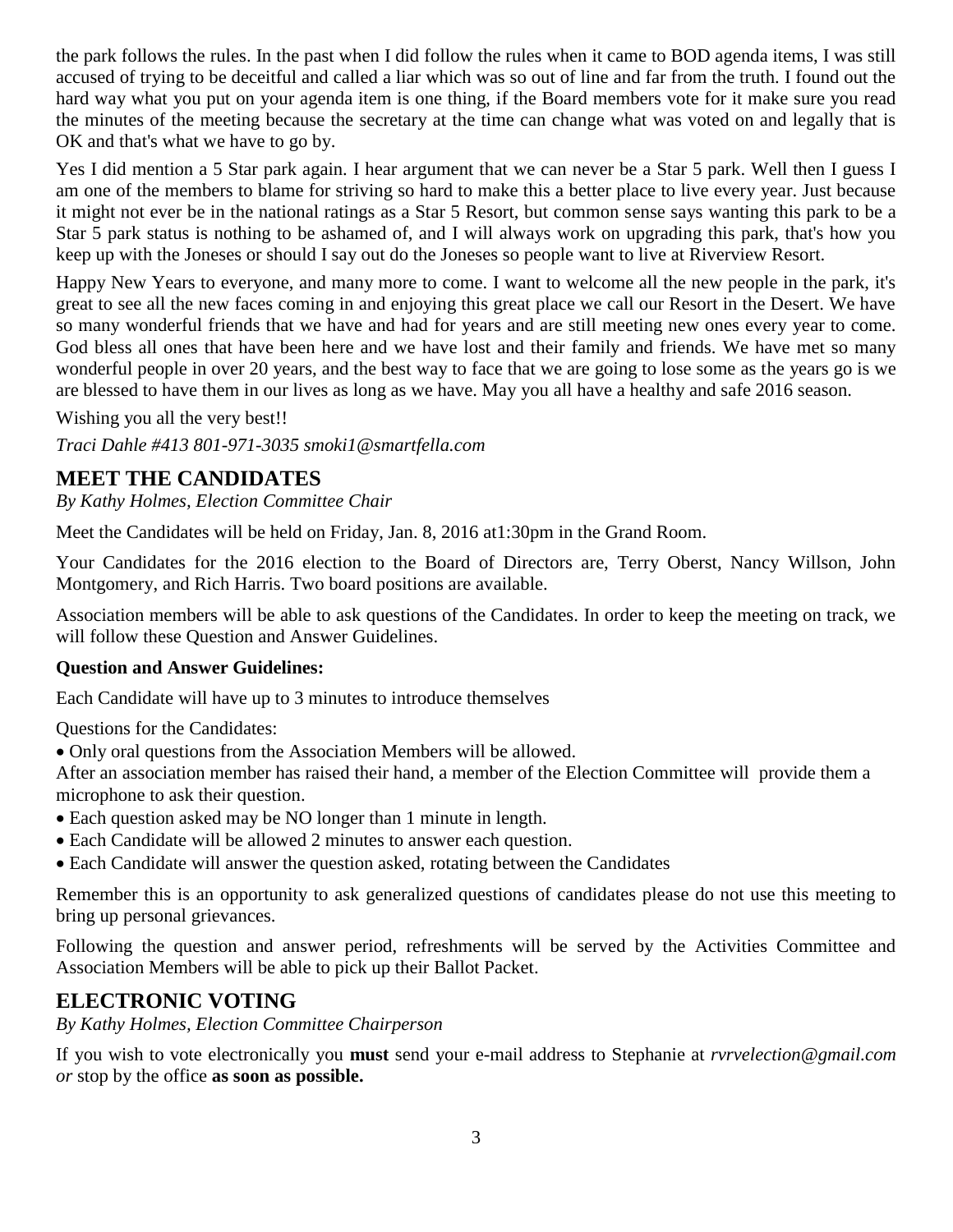the park follows the rules. In the past when I did follow the rules when it came to BOD agenda items, I was still accused of trying to be deceitful and called a liar which was so out of line and far from the truth. I found out the hard way what you put on your agenda item is one thing, if the Board members vote for it make sure you read the minutes of the meeting because the secretary at the time can change what was voted on and legally that is OK and that's what we have to go by.

Yes I did mention a 5 Star park again. I hear argument that we can never be a Star 5 park. Well then I guess I am one of the members to blame for striving so hard to make this a better place to live every year. Just because it might not ever be in the national ratings as a Star 5 Resort, but common sense says wanting this park to be a Star 5 park status is nothing to be ashamed of, and I will always work on upgrading this park, that's how you keep up with the Joneses or should I say out do the Joneses so people want to live at Riverview Resort.

Happy New Years to everyone, and many more to come. I want to welcome all the new people in the park, it's great to see all the new faces coming in and enjoying this great place we call our Resort in the Desert. We have so many wonderful friends that we have and had for years and are still meeting new ones every year to come. God bless all ones that have been here and we have lost and their family and friends. We have met so many wonderful people in over 20 years, and the best way to face that we are going to lose some as the years go is we are blessed to have them in our lives as long as we have. May you all have a healthy and safe 2016 season.

Wishing you all the very best!!

*Traci Dahle #413 801-971-3035 smoki1@smartfella.com*

## MEET THE CANDIDATES

*By Kathy Holmes, Election Committee Chair*

Meet the Candidates will be held on Friday, Jan. 8, 2016 at1:30pm in the Grand Room.

Your Candidates for the 2016 election to the Board of Directors are, Terry Oberst, Nancy Willson, John Montgomery, and Rich Harris. Two board positions are available.

Association members will be able to ask questions of the Candidates. In order to keep the meeting on track, we will follow these Question and Answer Guidelines.

**Question and Answer Guidelines:**

Each Candidate will have up to 3 minutes to introduce themselves

Questions for the Candidates:

- Only oral questions from the Association Members will be allowed.

After an association member has raised their hand, a member of the Election Committee will provide them a microphone to ask their question.

- Each question asked may be NO longer than 1 minute in length.
- Each Candidate will be allowed 2 minutes to answer each question.
- Each Candidate will answer the question asked, rotating between the Candidates

Remember this is an opportunity to ask generalized questions of candidates please do not use this meeting to bring up personal grievances.

Following the question and answer period, refreshments will be served by the Activities Committee and Association Members will be able to pick up their Ballot Packet.

## ELECTRONIC VOTING

*By Kathy Holmes, Election Committee Chairperson*

If you wish to vote electronically you **must** send your e-mail address to Stephanie at *rvrvelection@gmail.com or* stop by the office **as soon as possible.**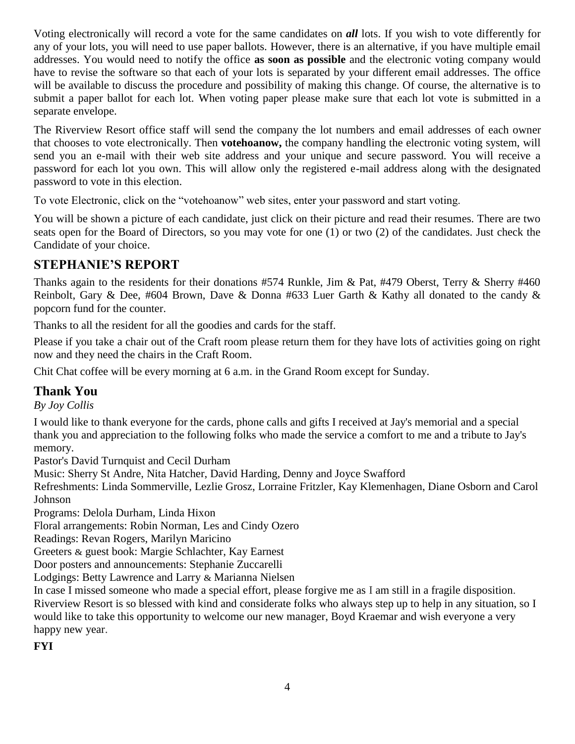Voting electronically will record a vote for the same candidates on ***all*** lots. If you wish to vote differently for any of your lots, you will need to use paper ballots. However, there is an alternative, if you have multiple email addresses. You would need to notify the office **as soon as possible** and the electronic voting company would have to revise the software so that each of your lots is separated by your different email addresses. The office will be available to discuss the procedure and possibility of making this change. Of course, the alternative is to submit a paper ballot for each lot. When voting paper please make sure that each lot vote is submitted in a separate envelope.

The Riverview Resort office staff will send the company the lot numbers and email addresses of each owner that chooses to vote electronically. Then **votehoanow,** the company handling the electronic voting system, will send you an e-mail with their web site address and your unique and secure password. You will receive a password for each lot you own. This will allow only the registered e-mail address along with the designated password to vote in this election.

To vote Electronic, click on the "votehoanow" web sites, enter your password and start voting.

You will be shown a picture of each candidate, just click on their picture and read their resumes. There are two seats open for the Board of Directors, so you may vote for one (1) or two (2) of the candidates. Just check the Candidate of your choice.

## STEPHANIE'S REPORT

Thanks again to the residents for their donations #574 Runkle, Jim & Pat, #479 Oberst, Terry & Sherry #460 Reinbolt, Gary & Dee, #604 Brown, Dave & Donna #633 Luer Garth & Kathy all donated to the candy & popcorn fund for the counter.

Thanks to all the resident for all the goodies and cards for the staff.

Please if you take a chair out of the Craft room please return them for they have lots of activities going on right now and they need the chairs in the Craft Room.

Chit Chat coffee will be every morning at 6 a.m. in the Grand Room except for Sunday.

## Thank You

*By Joy Collis*

I would like to thank everyone for the cards, phone calls and gifts I received at Jay's memorial and a special thank you and appreciation to the following folks who made the service a comfort to me and a tribute to Jay's memory.

Pastor's David Turnquist and Cecil Durham

Music: Sherry St Andre, Nita Hatcher, David Harding, Denny and Joyce Swafford

Refreshments: Linda Sommerville, Lezlie Grosz, Lorraine Fritzler, Kay Klemenhagen, Diane Osborn and Carol Johnson

Programs: Delola Durham, Linda Hixon

Floral arrangements: Robin Norman, Les and Cindy Ozero

Readings: Revan Rogers, Marilyn Maricino

Greeters & guest book: Margie Schlachter, Kay Earnest

Door posters and announcements: Stephanie Zuccarelli

Lodgings: Betty Lawrence and Larry & Marianna Nielsen

In case I missed someone who made a special effort, please forgive me as I am still in a fragile disposition. Riverview Resort is so blessed with kind and considerate folks who always step up to help in any situation, so I would like to take this opportunity to welcome our new manager, Boyd Kraemar and wish everyone a very happy new year.

**FYI**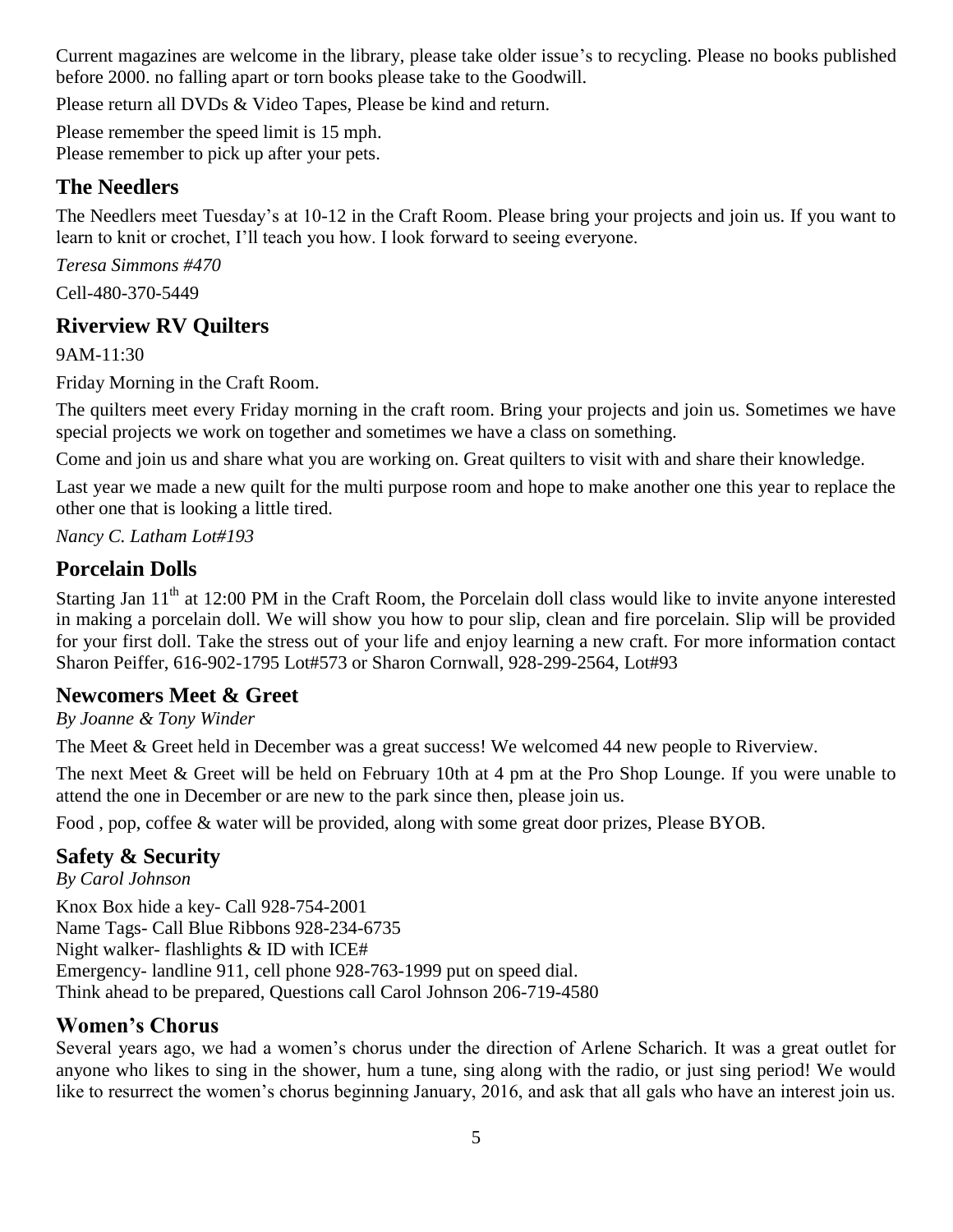Current magazines are welcome in the library, please take older issue's to recycling. Please no books published before 2000. no falling apart or torn books please take to the Goodwill.

Please return all DVDs & Video Tapes, Please be kind and return.

Please remember the speed limit is 15 mph.
Please remember to pick up after your pets.

## The Needlers

The Needlers meet Tuesday's at 10-12 in the Craft Room. Please bring your projects and join us. If you want to learn to knit or crochet, I'll teach you how. I look forward to seeing everyone.

*Teresa Simmons #470*

Cell-480-370-5449

## Riverview RV Quilters

9AM-11:30

Friday Morning in the Craft Room.

The quilters meet every Friday morning in the craft room. Bring your projects and join us. Sometimes we have special projects we work on together and sometimes we have a class on something.

Come and join us and share what you are working on. Great quilters to visit with and share their knowledge.

Last year we made a new quilt for the multi purpose room and hope to make another one this year to replace the other one that is looking a little tired.

*Nancy C. Latham Lot#193*

## Porcelain Dolls

Starting Jan 11th at 12:00 PM in the Craft Room, the Porcelain doll class would like to invite anyone interested in making a porcelain doll. We will show you how to pour slip, clean and fire porcelain. Slip will be provided for your first doll. Take the stress out of your life and enjoy learning a new craft. For more information contact Sharon Peiffer, 616-902-1795 Lot#573 or Sharon Cornwall, 928-299-2564, Lot#93

## Newcomers Meet & Greet

*By Joanne & Tony Winder*

The Meet & Greet held in December was a great success! We welcomed 44 new people to Riverview.

The next Meet & Greet will be held on February 10th at 4 pm at the Pro Shop Lounge. If you were unable to attend the one in December or are new to the park since then, please join us.

Food , pop, coffee & water will be provided, along with some great door prizes, Please BYOB.

## Safety & Security

*By Carol Johnson*

Knox Box hide a key- Call 928-754-2001
Name Tags- Call Blue Ribbons 928-234-6735
Night walker- flashlights & ID with ICE#
Emergency- landline 911, cell phone 928-763-1999 put on speed dial.
Think ahead to be prepared, Questions call Carol Johnson 206-719-4580

## Women's Chorus

Several years ago, we had a women's chorus under the direction of Arlene Scharich. It was a great outlet for anyone who likes to sing in the shower, hum a tune, sing along with the radio, or just sing period! We would like to resurrect the women's chorus beginning January, 2016, and ask that all gals who have an interest join us.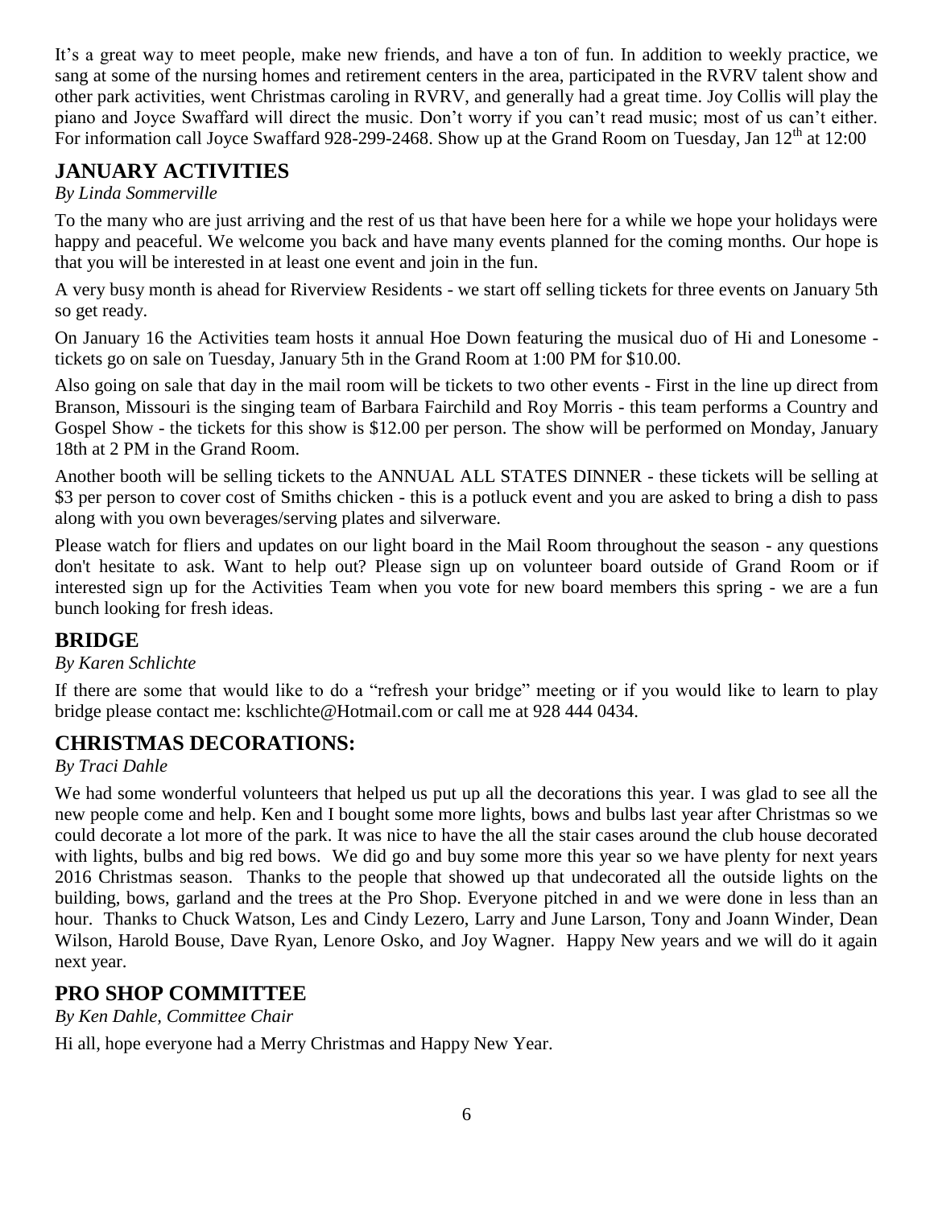It's a great way to meet people, make new friends, and have a ton of fun. In addition to weekly practice, we sang at some of the nursing homes and retirement centers in the area, participated in the RVRV talent show and other park activities, went Christmas caroling in RVRV, and generally had a great time. Joy Collis will play the piano and Joyce Swaffard will direct the music. Don't worry if you can't read music; most of us can't either. For information call Joyce Swaffard 928-299-2468. Show up at the Grand Room on Tuesday, Jan 12th at 12:00

## JANUARY ACTIVITIES

*By Linda Sommerville*

To the many who are just arriving and the rest of us that have been here for a while we hope your holidays were happy and peaceful. We welcome you back and have many events planned for the coming months. Our hope is that you will be interested in at least one event and join in the fun.

A very busy month is ahead for Riverview Residents - we start off selling tickets for three events on January 5th so get ready.

On January 16 the Activities team hosts it annual Hoe Down featuring the musical duo of Hi and Lonesome - tickets go on sale on Tuesday, January 5th in the Grand Room at 1:00 PM for $10.00.

Also going on sale that day in the mail room will be tickets to two other events - First in the line up direct from Branson, Missouri is the singing team of Barbara Fairchild and Roy Morris - this team performs a Country and Gospel Show - the tickets for this show is $12.00 per person. The show will be performed on Monday, January 18th at 2 PM in the Grand Room.

Another booth will be selling tickets to the ANNUAL ALL STATES DINNER - these tickets will be selling at $3 per person to cover cost of Smiths chicken - this is a potluck event and you are asked to bring a dish to pass along with you own beverages/serving plates and silverware.

Please watch for fliers and updates on our light board in the Mail Room throughout the season - any questions don't hesitate to ask. Want to help out? Please sign up on volunteer board outside of Grand Room or if interested sign up for the Activities Team when you vote for new board members this spring - we are a fun bunch looking for fresh ideas.

## BRIDGE

*By Karen Schlichte*

If there are some that would like to do a "refresh your bridge" meeting or if you would like to learn to play bridge please contact me: kschlichte@Hotmail.com or call me at 928 444 0434.

## CHRISTMAS DECORATIONS:

*By Traci Dahle*

We had some wonderful volunteers that helped us put up all the decorations this year. I was glad to see all the new people come and help. Ken and I bought some more lights, bows and bulbs last year after Christmas so we could decorate a lot more of the park. It was nice to have the all the stair cases around the club house decorated with lights, bulbs and big red bows. We did go and buy some more this year so we have plenty for next years 2016 Christmas season. Thanks to the people that showed up that undecorated all the outside lights on the building, bows, garland and the trees at the Pro Shop. Everyone pitched in and we were done in less than an hour. Thanks to Chuck Watson, Les and Cindy Lezero, Larry and June Larson, Tony and Joann Winder, Dean Wilson, Harold Bouse, Dave Ryan, Lenore Osko, and Joy Wagner. Happy New years and we will do it again next year.

## PRO SHOP COMMITTEE

*By Ken Dahle, Committee Chair*

Hi all, hope everyone had a Merry Christmas and Happy New Year.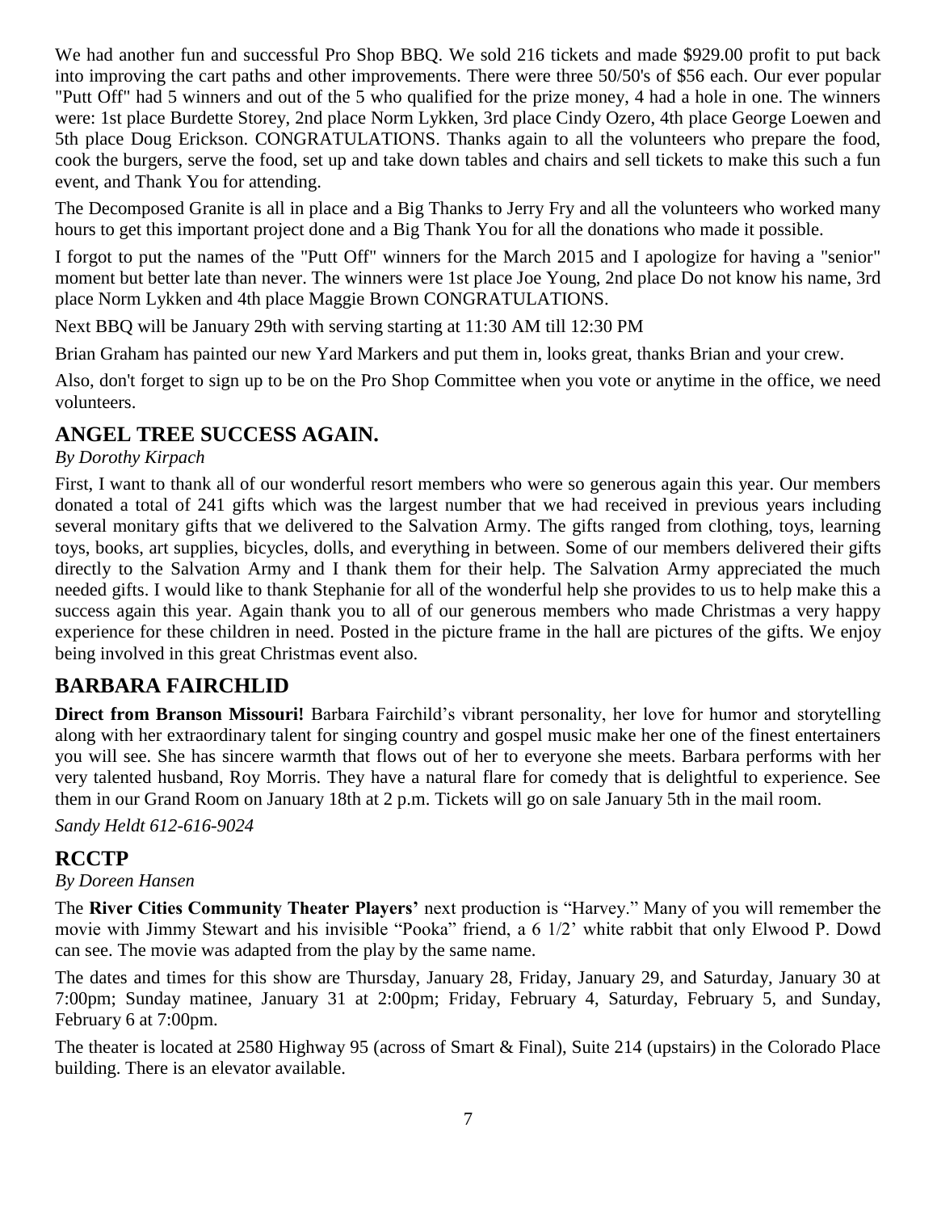We had another fun and successful Pro Shop BBQ. We sold 216 tickets and made $929.00 profit to put back into improving the cart paths and other improvements. There were three 50/50's of $56 each. Our ever popular "Putt Off" had 5 winners and out of the 5 who qualified for the prize money, 4 had a hole in one. The winners were: 1st place Burdette Storey, 2nd place Norm Lykken, 3rd place Cindy Ozero, 4th place George Loewen and 5th place Doug Erickson. CONGRATULATIONS. Thanks again to all the volunteers who prepare the food, cook the burgers, serve the food, set up and take down tables and chairs and sell tickets to make this such a fun event, and Thank You for attending.

The Decomposed Granite is all in place and a Big Thanks to Jerry Fry and all the volunteers who worked many hours to get this important project done and a Big Thank You for all the donations who made it possible.

I forgot to put the names of the "Putt Off" winners for the March 2015 and I apologize for having a "senior" moment but better late than never. The winners were 1st place Joe Young, 2nd place Do not know his name, 3rd place Norm Lykken and 4th place Maggie Brown CONGRATULATIONS.

Next BBQ will be January 29th with serving starting at 11:30 AM till 12:30 PM

Brian Graham has painted our new Yard Markers and put them in, looks great, thanks Brian and your crew.

Also, don't forget to sign up to be on the Pro Shop Committee when you vote or anytime in the office, we need volunteers.

## ANGEL TREE SUCCESS AGAIN.

*By Dorothy Kirpach*

First, I want to thank all of our wonderful resort members who were so generous again this year. Our members donated a total of 241 gifts which was the largest number that we had received in previous years including several monitary gifts that we delivered to the Salvation Army. The gifts ranged from clothing, toys, learning toys, books, art supplies, bicycles, dolls, and everything in between. Some of our members delivered their gifts directly to the Salvation Army and I thank them for their help. The Salvation Army appreciated the much needed gifts. I would like to thank Stephanie for all of the wonderful help she provides to us to help make this a success again this year. Again thank you to all of our generous members who made Christmas a very happy experience for these children in need. Posted in the picture frame in the hall are pictures of the gifts. We enjoy being involved in this great Christmas event also.

## BARBARA FAIRCHLID

**Direct from Branson Missouri!** Barbara Fairchild's vibrant personality, her love for humor and storytelling along with her extraordinary talent for singing country and gospel music make her one of the finest entertainers you will see. She has sincere warmth that flows out of her to everyone she meets. Barbara performs with her very talented husband, Roy Morris. They have a natural flare for comedy that is delightful to experience. See them in our Grand Room on January 18th at 2 p.m. Tickets will go on sale January 5th in the mail room.

*Sandy Heldt 612-616-9024*

## RCCTP

*By Doreen Hansen*

The **River Cities Community Theater Players'** next production is "Harvey." Many of you will remember the movie with Jimmy Stewart and his invisible "Pooka" friend, a 6 1/2' white rabbit that only Elwood P. Dowd can see. The movie was adapted from the play by the same name.

The dates and times for this show are Thursday, January 28, Friday, January 29, and Saturday, January 30 at 7:00pm; Sunday matinee, January 31 at 2:00pm; Friday, February 4, Saturday, February 5, and Sunday, February 6 at 7:00pm.

The theater is located at 2580 Highway 95 (across of Smart & Final), Suite 214 (upstairs) in the Colorado Place building. There is an elevator available.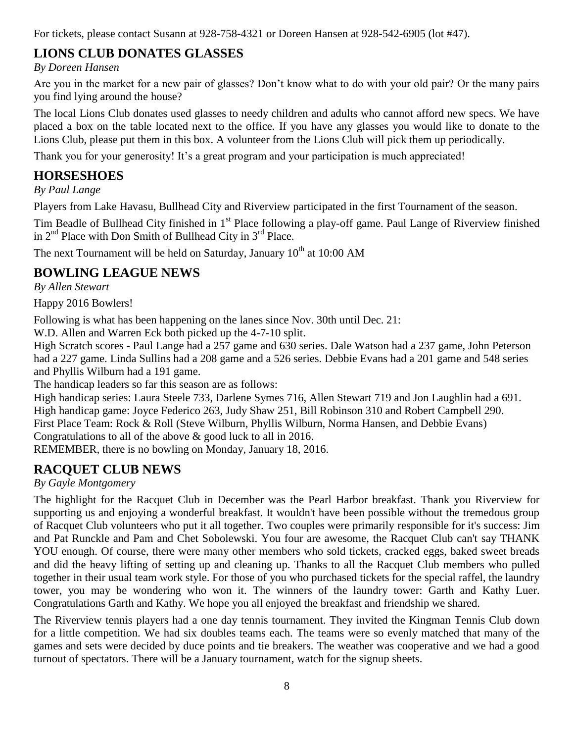For tickets, please contact Susann at 928-758-4321 or Doreen Hansen at 928-542-6905 (lot #47).

## LIONS CLUB DONATES GLASSES

*By Doreen Hansen*

Are you in the market for a new pair of glasses? Don't know what to do with your old pair? Or the many pairs you find lying around the house?

The local Lions Club donates used glasses to needy children and adults who cannot afford new specs. We have placed a box on the table located next to the office. If you have any glasses you would like to donate to the Lions Club, please put them in this box. A volunteer from the Lions Club will pick them up periodically.

Thank you for your generosity! It's a great program and your participation is much appreciated!

## HORSESHOES

*By Paul Lange*

Players from Lake Havasu, Bullhead City and Riverview participated in the first Tournament of the season.

Tim Beadle of Bullhead City finished in 1st Place following a play-off game. Paul Lange of Riverview finished in 2nd Place with Don Smith of Bullhead City in 3rd Place.

The next Tournament will be held on Saturday, January 10th at 10:00 AM

## BOWLING LEAGUE NEWS

*By Allen Stewart*

Happy 2016 Bowlers!

Following is what has been happening on the lanes since Nov. 30th until Dec. 21:

W.D. Allen and Warren Eck both picked up the 4-7-10 split.

High Scratch scores - Paul Lange had a 257 game and 630 series. Dale Watson had a 237 game, John Peterson had a 227 game. Linda Sullins had a 208 game and a 526 series. Debbie Evans had a 201 game and 548 series and Phyllis Wilburn had a 191 game.

The handicap leaders so far this season are as follows:

High handicap series: Laura Steele 733, Darlene Symes 716, Allen Stewart 719 and Jon Laughlin had a 691.

High handicap game: Joyce Federico 263, Judy Shaw 251, Bill Robinson 310 and Robert Campbell 290.

First Place Team: Rock & Roll (Steve Wilburn, Phyllis Wilburn, Norma Hansen, and Debbie Evans)

Congratulations to all of the above & good luck to all in 2016.

REMEMBER, there is no bowling on Monday, January 18, 2016.

## RACQUET CLUB NEWS

*By Gayle Montgomery*

The highlight for the Racquet Club in December was the Pearl Harbor breakfast. Thank you Riverview for supporting us and enjoying a wonderful breakfast. It wouldn't have been possible without the tremedous group of Racquet Club volunteers who put it all together. Two couples were primarily responsible for it's success: Jim and Pat Runckle and Pam and Chet Sobolewski. You four are awesome, the Racquet Club can't say THANK YOU enough. Of course, there were many other members who sold tickets, cracked eggs, baked sweet breads and did the heavy lifting of setting up and cleaning up. Thanks to all the Racquet Club members who pulled together in their usual team work style. For those of you who purchased tickets for the special raffel, the laundry tower, you may be wondering who won it. The winners of the laundry tower: Garth and Kathy Luer. Congratulations Garth and Kathy. We hope you all enjoyed the breakfast and friendship we shared.

The Riverview tennis players had a one day tennis tournament. They invited the Kingman Tennis Club down for a little competition. We had six doubles teams each. The teams were so evenly matched that many of the games and sets were decided by duce points and tie breakers. The weather was cooperative and we had a good turnout of spectators. There will be a January tournament, watch for the signup sheets.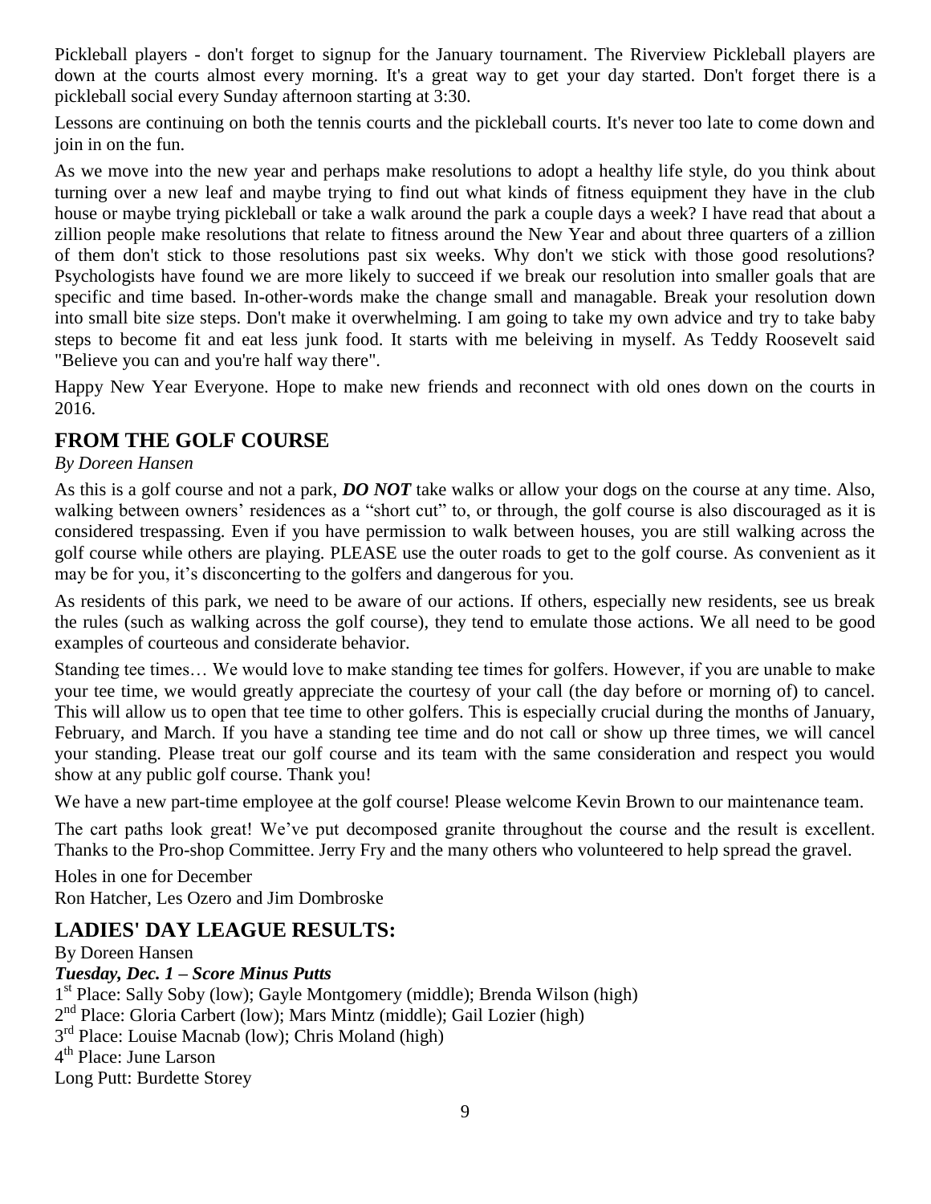Pickleball players - don't forget to signup for the January tournament. The Riverview Pickleball players are down at the courts almost every morning. It's a great way to get your day started. Don't forget there is a pickleball social every Sunday afternoon starting at 3:30.

Lessons are continuing on both the tennis courts and the pickleball courts. It's never too late to come down and join in on the fun.

As we move into the new year and perhaps make resolutions to adopt a healthy life style, do you think about turning over a new leaf and maybe trying to find out what kinds of fitness equipment they have in the club house or maybe trying pickleball or take a walk around the park a couple days a week? I have read that about a zillion people make resolutions that relate to fitness around the New Year and about three quarters of a zillion of them don't stick to those resolutions past six weeks. Why don't we stick with those good resolutions? Psychologists have found we are more likely to succeed if we break our resolution into smaller goals that are specific and time based. In-other-words make the change small and managable. Break your resolution down into small bite size steps. Don't make it overwhelming. I am going to take my own advice and try to take baby steps to become fit and eat less junk food. It starts with me beleiving in myself. As Teddy Roosevelt said "Believe you can and you're half way there".

Happy New Year Everyone. Hope to make new friends and reconnect with old ones down on the courts in 2016.

## FROM THE GOLF COURSE

*By Doreen Hansen*

As this is a golf course and not a park, ***DO NOT*** take walks or allow your dogs on the course at any time. Also, walking between owners' residences as a "short cut" to, or through, the golf course is also discouraged as it is considered trespassing. Even if you have permission to walk between houses, you are still walking across the golf course while others are playing. PLEASE use the outer roads to get to the golf course. As convenient as it may be for you, it's disconcerting to the golfers and dangerous for you.

As residents of this park, we need to be aware of our actions. If others, especially new residents, see us break the rules (such as walking across the golf course), they tend to emulate those actions. We all need to be good examples of courteous and considerate behavior.

Standing tee times… We would love to make standing tee times for golfers. However, if you are unable to make your tee time, we would greatly appreciate the courtesy of your call (the day before or morning of) to cancel. This will allow us to open that tee time to other golfers. This is especially crucial during the months of January, February, and March. If you have a standing tee time and do not call or show up three times, we will cancel your standing. Please treat our golf course and its team with the same consideration and respect you would show at any public golf course. Thank you!

We have a new part-time employee at the golf course! Please welcome Kevin Brown to our maintenance team.

The cart paths look great! We've put decomposed granite throughout the course and the result is excellent. Thanks to the Pro-shop Committee. Jerry Fry and the many others who volunteered to help spread the gravel.

Holes in one for December
Ron Hatcher, Les Ozero and Jim Dombroske

## LADIES' DAY LEAGUE RESULTS:

By Doreen Hansen

***Tuesday, Dec. 1 – Score Minus Putts***

1st Place: Sally Soby (low); Gayle Montgomery (middle); Brenda Wilson (high)
2nd Place: Gloria Carbert (low); Mars Mintz (middle); Gail Lozier (high)
3rd Place: Louise Macnab (low); Chris Moland (high)
4th Place: June Larson
Long Putt: Burdette Storey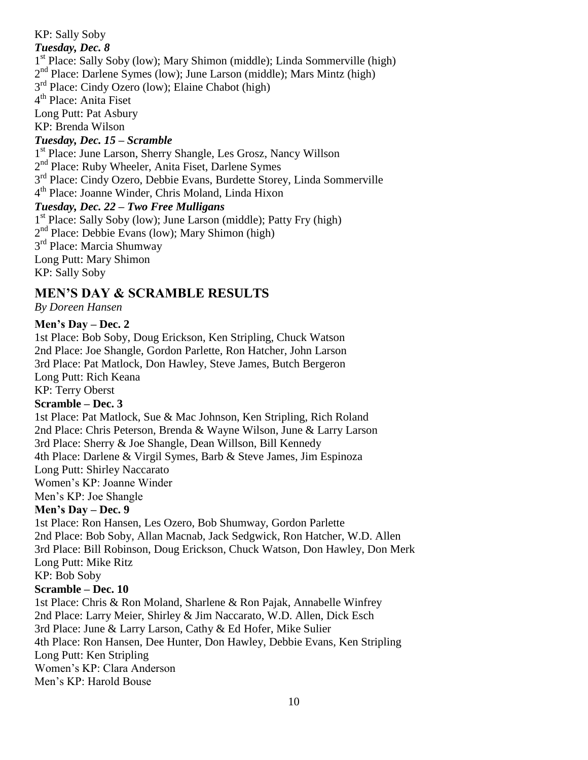KP: Sally Soby

***Tuesday, Dec. 8***

1st Place: Sally Soby (low); Mary Shimon (middle); Linda Sommerville (high)
2nd Place: Darlene Symes (low); June Larson (middle); Mars Mintz (high)
3rd Place: Cindy Ozero (low); Elaine Chabot (high)
4th Place: Anita Fiset
Long Putt: Pat Asbury
KP: Brenda Wilson

***Tuesday, Dec. 15 – Scramble***

1st Place: June Larson, Sherry Shangle, Les Grosz, Nancy Willson
2nd Place: Ruby Wheeler, Anita Fiset, Darlene Symes
3rd Place: Cindy Ozero, Debbie Evans, Burdette Storey, Linda Sommerville
4th Place: Joanne Winder, Chris Moland, Linda Hixon

***Tuesday, Dec. 22 – Two Free Mulligans***

1st Place: Sally Soby (low); June Larson (middle); Patty Fry (high)
2nd Place: Debbie Evans (low); Mary Shimon (high)
3rd Place: Marcia Shumway
Long Putt: Mary Shimon
KP: Sally Soby

## MEN'S DAY & SCRAMBLE RESULTS

*By Doreen Hansen*

**Men's Day – Dec. 2**

1st Place: Bob Soby, Doug Erickson, Ken Stripling, Chuck Watson
2nd Place: Joe Shangle, Gordon Parlette, Ron Hatcher, John Larson
3rd Place: Pat Matlock, Don Hawley, Steve James, Butch Bergeron
Long Putt: Rich Keana
KP: Terry Oberst

**Scramble – Dec. 3**

1st Place: Pat Matlock, Sue & Mac Johnson, Ken Stripling, Rich Roland
2nd Place: Chris Peterson, Brenda & Wayne Wilson, June & Larry Larson
3rd Place: Sherry & Joe Shangle, Dean Willson, Bill Kennedy
4th Place: Darlene & Virgil Symes, Barb & Steve James, Jim Espinoza
Long Putt: Shirley Naccarato
Women's KP: Joanne Winder
Men's KP: Joe Shangle

**Men's Day – Dec. 9**

1st Place: Ron Hansen, Les Ozero, Bob Shumway, Gordon Parlette
2nd Place: Bob Soby, Allan Macnab, Jack Sedgwick, Ron Hatcher, W.D. Allen
3rd Place: Bill Robinson, Doug Erickson, Chuck Watson, Don Hawley, Don Merk
Long Putt: Mike Ritz
KP: Bob Soby

**Scramble – Dec. 10**

1st Place: Chris & Ron Moland, Sharlene & Ron Pajak, Annabelle Winfrey
2nd Place: Larry Meier, Shirley & Jim Naccarato, W.D. Allen, Dick Esch
3rd Place: June & Larry Larson, Cathy & Ed Hofer, Mike Sulier
4th Place: Ron Hansen, Dee Hunter, Don Hawley, Debbie Evans, Ken Stripling
Long Putt: Ken Stripling
Women's KP: Clara Anderson
Men's KP: Harold Bouse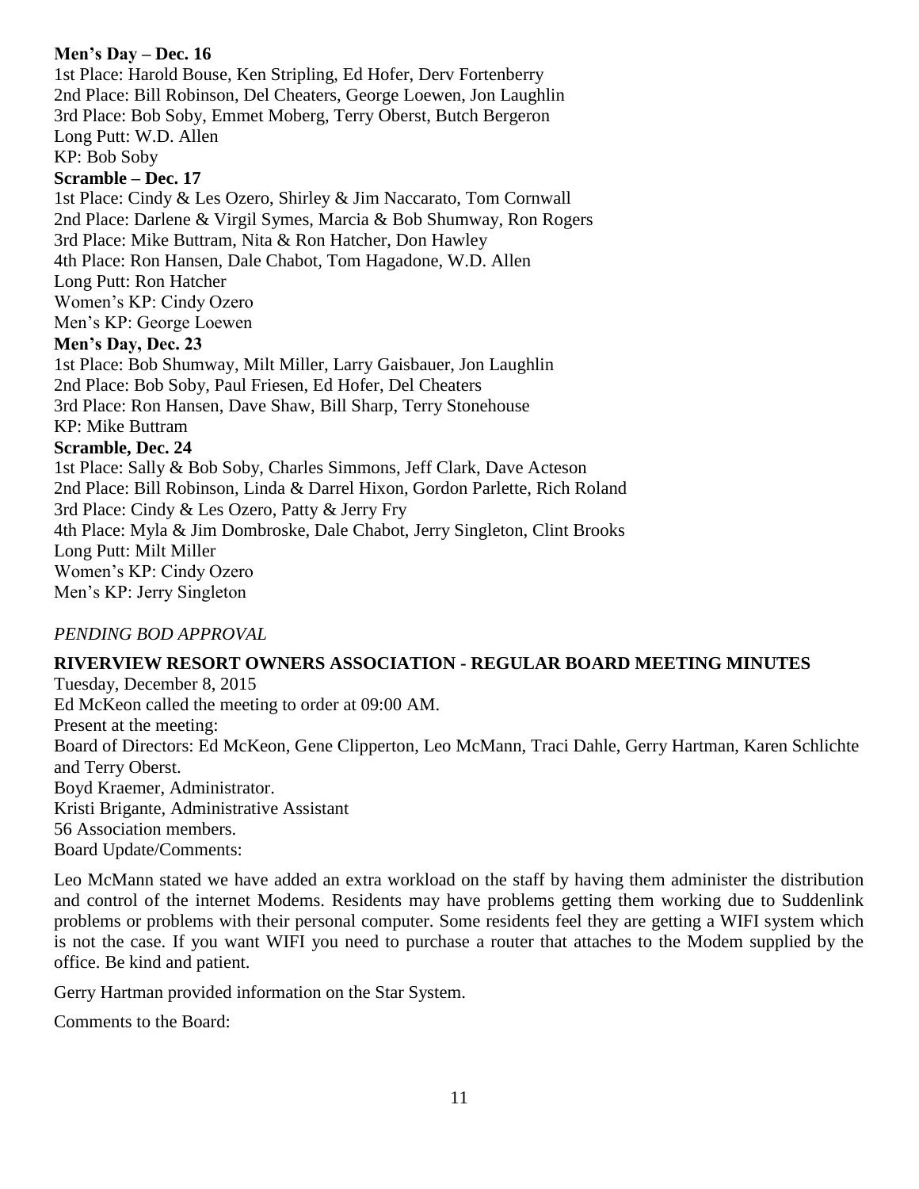**Men's Day – Dec. 16**

1st Place: Harold Bouse, Ken Stripling, Ed Hofer, Derv Fortenberry
2nd Place: Bill Robinson, Del Cheaters, George Loewen, Jon Laughlin
3rd Place: Bob Soby, Emmet Moberg, Terry Oberst, Butch Bergeron
Long Putt: W.D. Allen
KP: Bob Soby

**Scramble – Dec. 17**

1st Place: Cindy & Les Ozero, Shirley & Jim Naccarato, Tom Cornwall
2nd Place: Darlene & Virgil Symes, Marcia & Bob Shumway, Ron Rogers
3rd Place: Mike Buttram, Nita & Ron Hatcher, Don Hawley
4th Place: Ron Hansen, Dale Chabot, Tom Hagadone, W.D. Allen
Long Putt: Ron Hatcher
Women's KP: Cindy Ozero
Men's KP: George Loewen

**Men's Day, Dec. 23**

1st Place: Bob Shumway, Milt Miller, Larry Gaisbauer, Jon Laughlin
2nd Place: Bob Soby, Paul Friesen, Ed Hofer, Del Cheaters
3rd Place: Ron Hansen, Dave Shaw, Bill Sharp, Terry Stonehouse
KP: Mike Buttram

**Scramble, Dec. 24**

1st Place: Sally & Bob Soby, Charles Simmons, Jeff Clark, Dave Acteson
2nd Place: Bill Robinson, Linda & Darrel Hixon, Gordon Parlette, Rich Roland
3rd Place: Cindy & Les Ozero, Patty & Jerry Fry
4th Place: Myla & Jim Dombroske, Dale Chabot, Jerry Singleton, Clint Brooks
Long Putt: Milt Miller
Women's KP: Cindy Ozero
Men's KP: Jerry Singleton

*PENDING BOD APPROVAL*

## RIVERVIEW RESORT OWNERS ASSOCIATION - REGULAR BOARD MEETING MINUTES

Tuesday, December 8, 2015
Ed McKeon called the meeting to order at 09:00 AM.
Present at the meeting:
Board of Directors: Ed McKeon, Gene Clipperton, Leo McMann, Traci Dahle, Gerry Hartman, Karen Schlichte and Terry Oberst.
Boyd Kraemer, Administrator.
Kristi Brigante, Administrative Assistant
56 Association members.
Board Update/Comments:

Leo McMann stated we have added an extra workload on the staff by having them administer the distribution and control of the internet Modems. Residents may have problems getting them working due to Suddenlink problems or problems with their personal computer. Some residents feel they are getting a WIFI system which is not the case. If you want WIFI you need to purchase a router that attaches to the Modem supplied by the office. Be kind and patient.

Gerry Hartman provided information on the Star System.

Comments to the Board: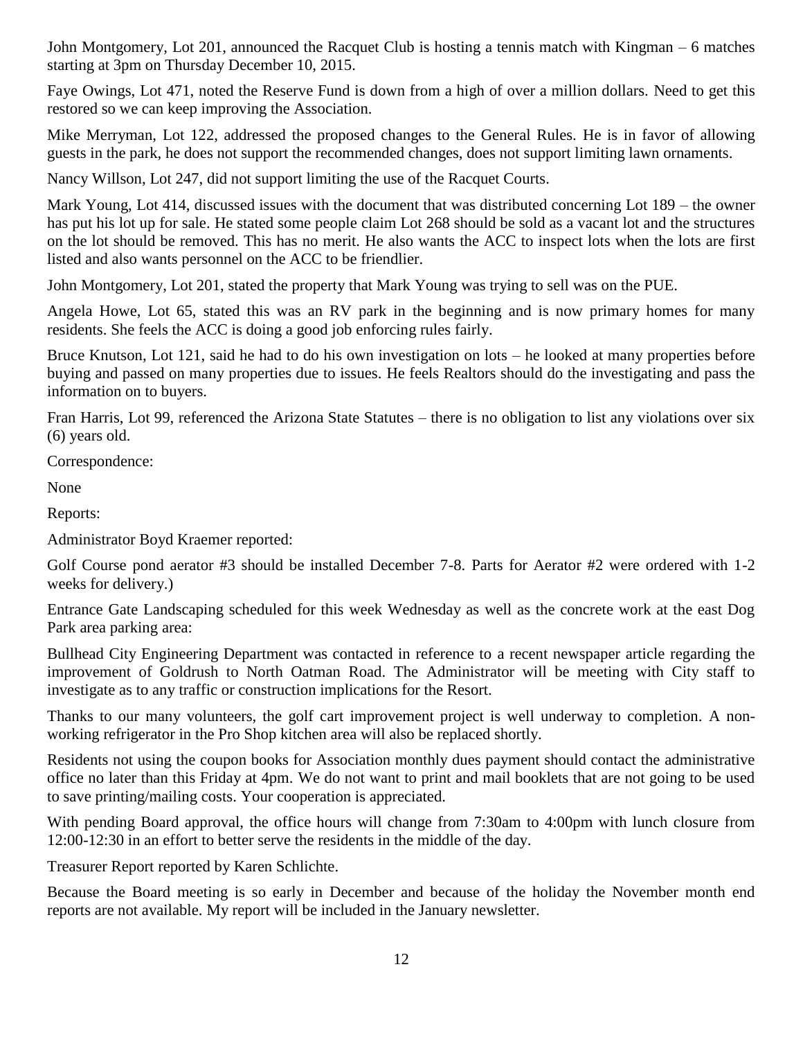John Montgomery, Lot 201, announced the Racquet Club is hosting a tennis match with Kingman – 6 matches starting at 3pm on Thursday December 10, 2015.

Faye Owings, Lot 471, noted the Reserve Fund is down from a high of over a million dollars. Need to get this restored so we can keep improving the Association.

Mike Merryman, Lot 122, addressed the proposed changes to the General Rules. He is in favor of allowing guests in the park, he does not support the recommended changes, does not support limiting lawn ornaments.

Nancy Willson, Lot 247, did not support limiting the use of the Racquet Courts.

Mark Young, Lot 414, discussed issues with the document that was distributed concerning Lot 189 – the owner has put his lot up for sale. He stated some people claim Lot 268 should be sold as a vacant lot and the structures on the lot should be removed. This has no merit. He also wants the ACC to inspect lots when the lots are first listed and also wants personnel on the ACC to be friendlier.

John Montgomery, Lot 201, stated the property that Mark Young was trying to sell was on the PUE.

Angela Howe, Lot 65, stated this was an RV park in the beginning and is now primary homes for many residents. She feels the ACC is doing a good job enforcing rules fairly.

Bruce Knutson, Lot 121, said he had to do his own investigation on lots – he looked at many properties before buying and passed on many properties due to issues. He feels Realtors should do the investigating and pass the information on to buyers.

Fran Harris, Lot 99, referenced the Arizona State Statutes – there is no obligation to list any violations over six (6) years old.

Correspondence:

None

Reports:

Administrator Boyd Kraemer reported:

Golf Course pond aerator #3 should be installed December 7-8. Parts for Aerator #2 were ordered with 1-2 weeks for delivery.)

Entrance Gate Landscaping scheduled for this week Wednesday as well as the concrete work at the east Dog Park area parking area:

Bullhead City Engineering Department was contacted in reference to a recent newspaper article regarding the improvement of Goldrush to North Oatman Road. The Administrator will be meeting with City staff to investigate as to any traffic or construction implications for the Resort.

Thanks to our many volunteers, the golf cart improvement project is well underway to completion. A non-working refrigerator in the Pro Shop kitchen area will also be replaced shortly.

Residents not using the coupon books for Association monthly dues payment should contact the administrative office no later than this Friday at 4pm. We do not want to print and mail booklets that are not going to be used to save printing/mailing costs. Your cooperation is appreciated.

With pending Board approval, the office hours will change from 7:30am to 4:00pm with lunch closure from 12:00-12:30 in an effort to better serve the residents in the middle of the day.

Treasurer Report reported by Karen Schlichte.

Because the Board meeting is so early in December and because of the holiday the November month end reports are not available. My report will be included in the January newsletter.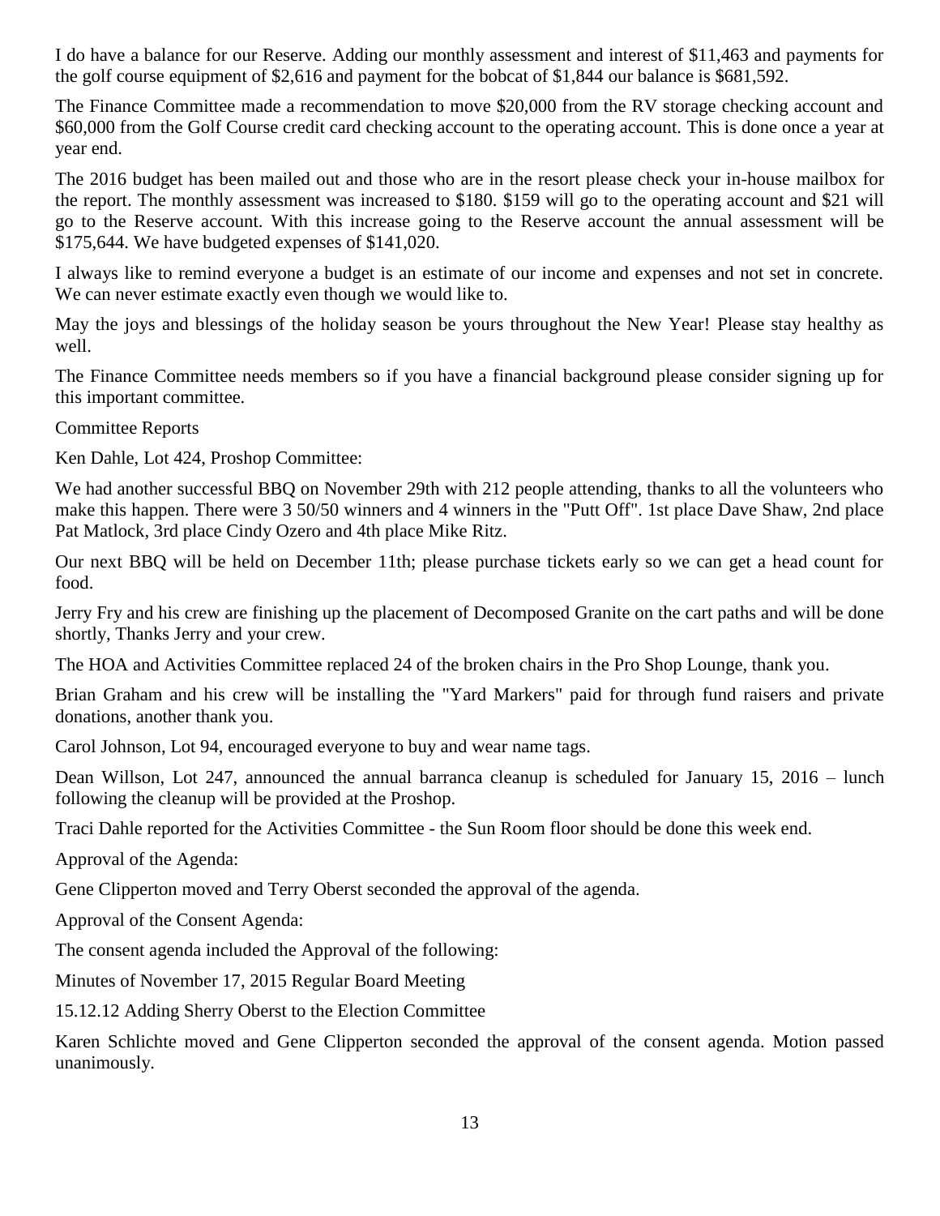I do have a balance for our Reserve. Adding our monthly assessment and interest of $11,463 and payments for the golf course equipment of $2,616 and payment for the bobcat of $1,844 our balance is $681,592.

The Finance Committee made a recommendation to move $20,000 from the RV storage checking account and $60,000 from the Golf Course credit card checking account to the operating account. This is done once a year at year end.

The 2016 budget has been mailed out and those who are in the resort please check your in-house mailbox for the report. The monthly assessment was increased to $180. $159 will go to the operating account and $21 will go to the Reserve account. With this increase going to the Reserve account the annual assessment will be $175,644. We have budgeted expenses of $141,020.

I always like to remind everyone a budget is an estimate of our income and expenses and not set in concrete. We can never estimate exactly even though we would like to.

May the joys and blessings of the holiday season be yours throughout the New Year! Please stay healthy as well.

The Finance Committee needs members so if you have a financial background please consider signing up for this important committee.

Committee Reports

Ken Dahle, Lot 424, Proshop Committee:

We had another successful BBQ on November 29th with 212 people attending, thanks to all the volunteers who make this happen. There were 3 50/50 winners and 4 winners in the "Putt Off". 1st place Dave Shaw, 2nd place Pat Matlock, 3rd place Cindy Ozero and 4th place Mike Ritz.

Our next BBQ will be held on December 11th; please purchase tickets early so we can get a head count for food.

Jerry Fry and his crew are finishing up the placement of Decomposed Granite on the cart paths and will be done shortly, Thanks Jerry and your crew.

The HOA and Activities Committee replaced 24 of the broken chairs in the Pro Shop Lounge, thank you.

Brian Graham and his crew will be installing the "Yard Markers" paid for through fund raisers and private donations, another thank you.

Carol Johnson, Lot 94, encouraged everyone to buy and wear name tags.

Dean Willson, Lot 247, announced the annual barranca cleanup is scheduled for January 15, 2016 – lunch following the cleanup will be provided at the Proshop.

Traci Dahle reported for the Activities Committee - the Sun Room floor should be done this week end.

Approval of the Agenda:

Gene Clipperton moved and Terry Oberst seconded the approval of the agenda.

Approval of the Consent Agenda:

The consent agenda included the Approval of the following:

Minutes of November 17, 2015 Regular Board Meeting

15.12.12 Adding Sherry Oberst to the Election Committee

Karen Schlichte moved and Gene Clipperton seconded the approval of the consent agenda. Motion passed unanimously.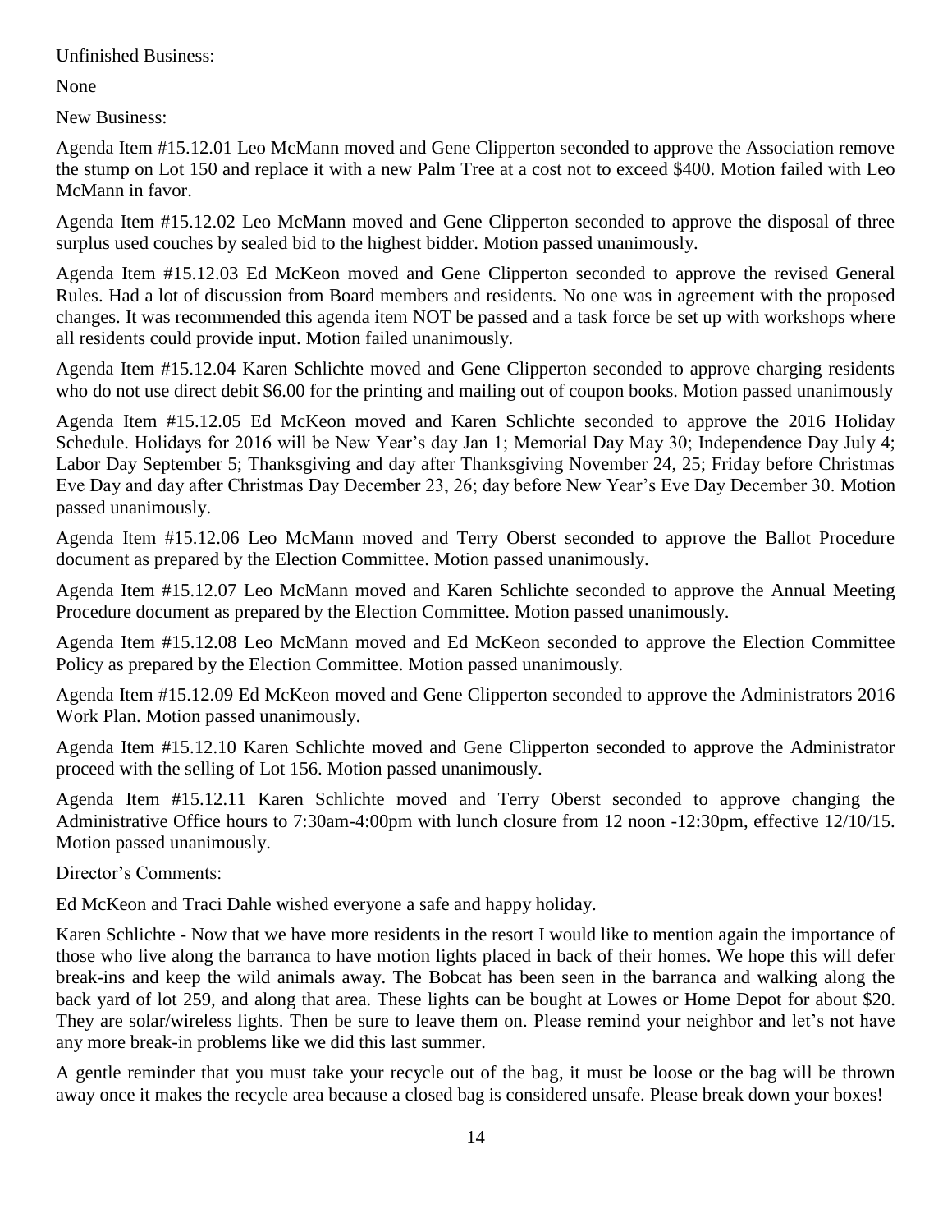Unfinished Business:

None

New Business:

Agenda Item #15.12.01 Leo McMann moved and Gene Clipperton seconded to approve the Association remove the stump on Lot 150 and replace it with a new Palm Tree at a cost not to exceed $400. Motion failed with Leo McMann in favor.

Agenda Item #15.12.02 Leo McMann moved and Gene Clipperton seconded to approve the disposal of three surplus used couches by sealed bid to the highest bidder. Motion passed unanimously.

Agenda Item #15.12.03 Ed McKeon moved and Gene Clipperton seconded to approve the revised General Rules. Had a lot of discussion from Board members and residents. No one was in agreement with the proposed changes. It was recommended this agenda item NOT be passed and a task force be set up with workshops where all residents could provide input. Motion failed unanimously.

Agenda Item #15.12.04 Karen Schlichte moved and Gene Clipperton seconded to approve charging residents who do not use direct debit $6.00 for the printing and mailing out of coupon books. Motion passed unanimously

Agenda Item #15.12.05 Ed McKeon moved and Karen Schlichte seconded to approve the 2016 Holiday Schedule. Holidays for 2016 will be New Year's day Jan 1; Memorial Day May 30; Independence Day July 4; Labor Day September 5; Thanksgiving and day after Thanksgiving November 24, 25; Friday before Christmas Eve Day and day after Christmas Day December 23, 26; day before New Year's Eve Day December 30. Motion passed unanimously.

Agenda Item #15.12.06 Leo McMann moved and Terry Oberst seconded to approve the Ballot Procedure document as prepared by the Election Committee. Motion passed unanimously.

Agenda Item #15.12.07 Leo McMann moved and Karen Schlichte seconded to approve the Annual Meeting Procedure document as prepared by the Election Committee. Motion passed unanimously.

Agenda Item #15.12.08 Leo McMann moved and Ed McKeon seconded to approve the Election Committee Policy as prepared by the Election Committee. Motion passed unanimously.

Agenda Item #15.12.09 Ed McKeon moved and Gene Clipperton seconded to approve the Administrators 2016 Work Plan. Motion passed unanimously.

Agenda Item #15.12.10 Karen Schlichte moved and Gene Clipperton seconded to approve the Administrator proceed with the selling of Lot 156. Motion passed unanimously.

Agenda Item #15.12.11 Karen Schlichte moved and Terry Oberst seconded to approve changing the Administrative Office hours to 7:30am-4:00pm with lunch closure from 12 noon -12:30pm, effective 12/10/15. Motion passed unanimously.

Director's Comments:

Ed McKeon and Traci Dahle wished everyone a safe and happy holiday.

Karen Schlichte - Now that we have more residents in the resort I would like to mention again the importance of those who live along the barranca to have motion lights placed in back of their homes. We hope this will defer break-ins and keep the wild animals away. The Bobcat has been seen in the barranca and walking along the back yard of lot 259, and along that area. These lights can be bought at Lowes or Home Depot for about $20. They are solar/wireless lights. Then be sure to leave them on. Please remind your neighbor and let's not have any more break-in problems like we did this last summer.

A gentle reminder that you must take your recycle out of the bag, it must be loose or the bag will be thrown away once it makes the recycle area because a closed bag is considered unsafe. Please break down your boxes!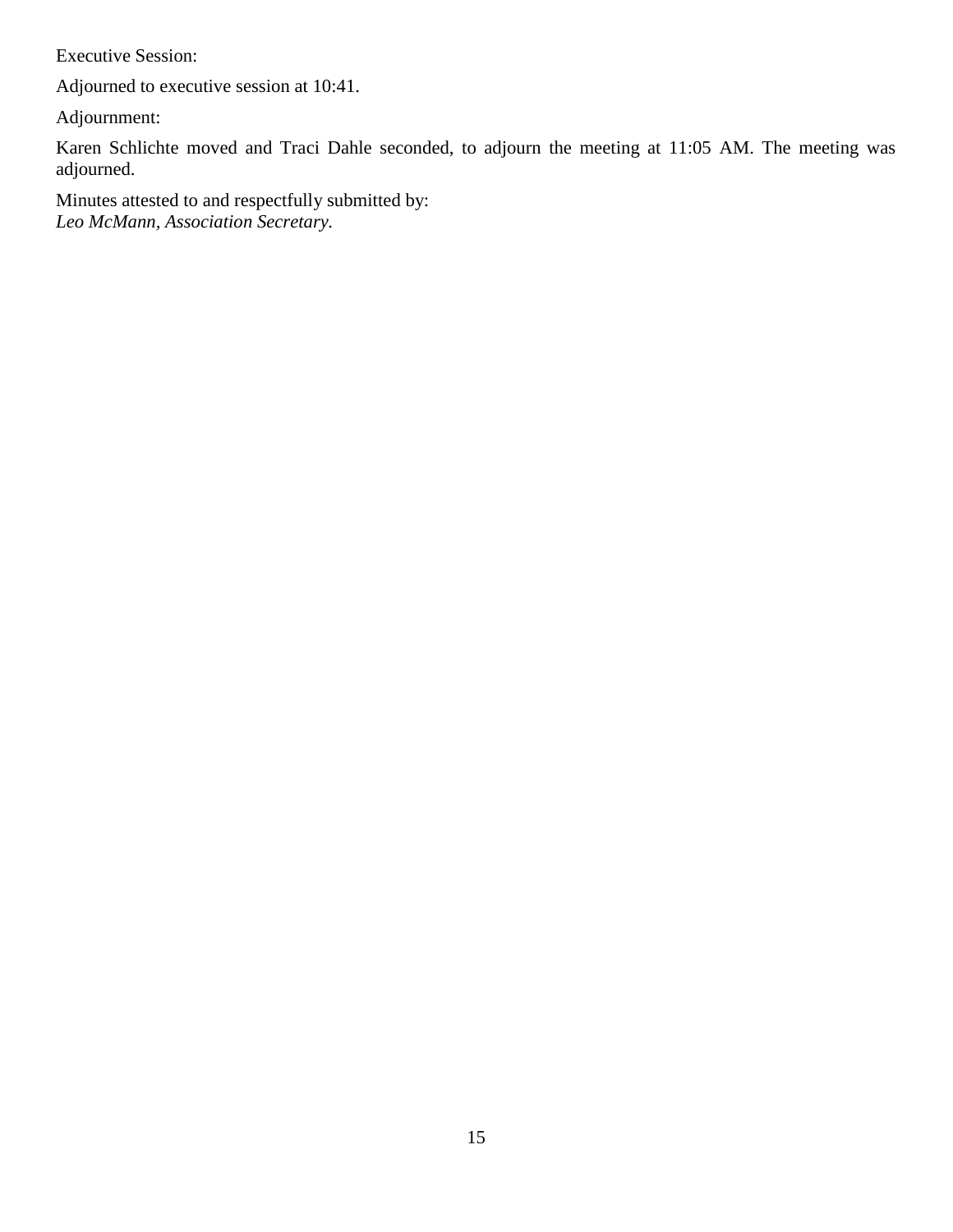Executive Session:

Adjourned to executive session at 10:41.

Adjournment:

Karen Schlichte moved and Traci Dahle seconded, to adjourn the meeting at 11:05 AM. The meeting was adjourned.

Minutes attested to and respectfully submitted by:
*Leo McMann, Association Secretary.*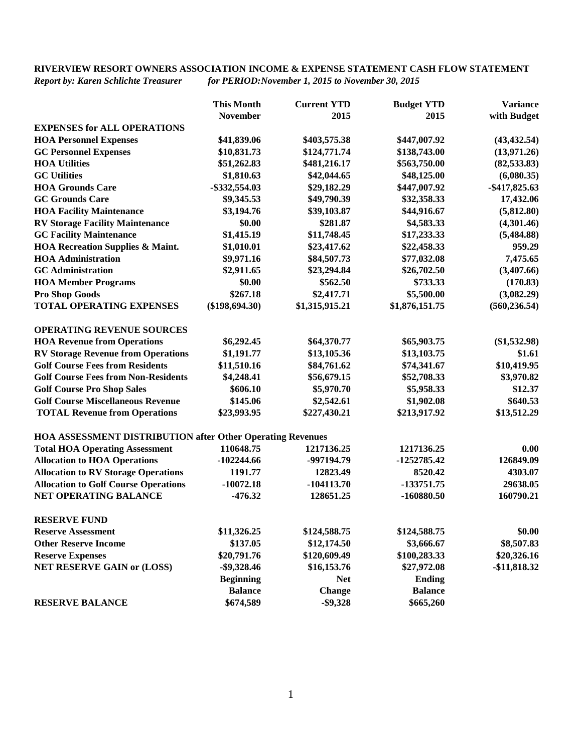**RIVERVIEW RESORT OWNERS ASSOCIATION INCOME & EXPENSE STATEMENT CASH FLOW STATEMENT**

***Report by: Karen Schlichte Treasurer*** ***for PERIOD:November 1, 2015 to November 30, 2015***

| | This Month November | Current YTD 2015 | Budget YTD 2015 | Variance with Budget |
|---|---|---|---|---|
| **EXPENSES for ALL OPERATIONS** | | | | |
| **HOA Personnel Expenses** | $41,839.06 | $403,575.38 | $447,007.92 | (43,432.54) |
| **GC Personnel Expenses** | $10,831.73 | $124,771.74 | $138,743.00 | (13,971.26) |
| **HOA Utilities** | $51,262.83 | $481,216.17 | $563,750.00 | (82,533.83) |
| **GC Utilities** | $1,810.63 | $42,044.65 | $48,125.00 | (6,080.35) |
| **HOA Grounds Care** | -$332,554.03 | $29,182.29 | $447,007.92 | -$417,825.63 |
| **GC Grounds Care** | $9,345.53 | $49,790.39 | $32,358.33 | 17,432.06 |
| **HOA Facility Maintenance** | $3,194.76 | $39,103.87 | $44,916.67 | (5,812.80) |
| **RV Storage Facility Maintenance** | $0.00 | $281.87 | $4,583.33 | (4,301.46) |
| **GC Facility Maintenance** | $1,415.19 | $11,748.45 | $17,233.33 | (5,484.88) |
| **HOA Recreation Supplies & Maint.** | $1,010.01 | $23,417.62 | $22,458.33 | 959.29 |
| **HOA Administration** | $9,971.16 | $84,507.73 | $77,032.08 | 7,475.65 |
| **GC Administration** | $2,911.65 | $23,294.84 | $26,702.50 | (3,407.66) |
| **HOA Member Programs** | $0.00 | $562.50 | $733.33 | (170.83) |
| **Pro Shop Goods** | $267.18 | $2,417.71 | $5,500.00 | (3,082.29) |
| **TOTAL OPERATING EXPENSES** | ($198,694.30) | $1,315,915.21 | $1,876,151.75 | (560,236.54) |
| **OPERATING REVENUE SOURCES** | | | | |
| **HOA Revenue from Operations** | $6,292.45 | $64,370.77 | $65,903.75 | ($1,532.98) |
| **RV Storage Revenue from Operations** | $1,191.77 | $13,105.36 | $13,103.75 | $1.61 |
| **Golf Course Fees from Residents** | $11,510.16 | $84,761.62 | $74,341.67 | $10,419.95 |
| **Golf Course Fees from Non-Residents** | $4,248.41 | $56,679.15 | $52,708.33 | $3,970.82 |
| **Golf Course Pro Shop Sales** | $606.10 | $5,970.70 | $5,958.33 | $12.37 |
| **Golf Course Miscellaneous Revenue** | $145.06 | $2,542.61 | $1,902.08 | $640.53 |
| **TOTAL Revenue from Operations** | $23,993.95 | $227,430.21 | $213,917.92 | $13,512.29 |
| **HOA ASSESSMENT DISTRIBUTION after Other Operating Revenues** | | | | |
| **Total HOA Operating Assessment** | 110648.75 | 1217136.25 | 1217136.25 | 0.00 |
| **Allocation to HOA Operations** | -102244.66 | -997194.79 | -1252785.42 | 126849.09 |
| **Allocation to RV Storage Operations** | 1191.77 | 12823.49 | 8520.42 | 4303.07 |
| **Allocation to Golf Course Operations** | -10072.18 | -104113.70 | -133751.75 | 29638.05 |
| **NET OPERATING BALANCE** | -476.32 | 128651.25 | -160880.50 | 160790.21 |
| **RESERVE FUND** | | | | |
| **Reserve Assessment** | $11,326.25 | $124,588.75 | $124,588.75 | $0.00 |
| **Other Reserve Income** | $137.05 | $12,174.50 | $3,666.67 | $8,507.83 |
| **Reserve Expenses** | $20,791.76 | $120,609.49 | $100,283.33 | $20,326.16 |
| **NET RESERVE GAIN or (LOSS)** | -$9,328.46 | $16,153.76 | $27,972.08 | -$11,818.32 |
| | **Beginning Balance** | **Net Change** | **Ending Balance** | |
| **RESERVE BALANCE** | $674,589 | -$9,328 | $665,260 | |